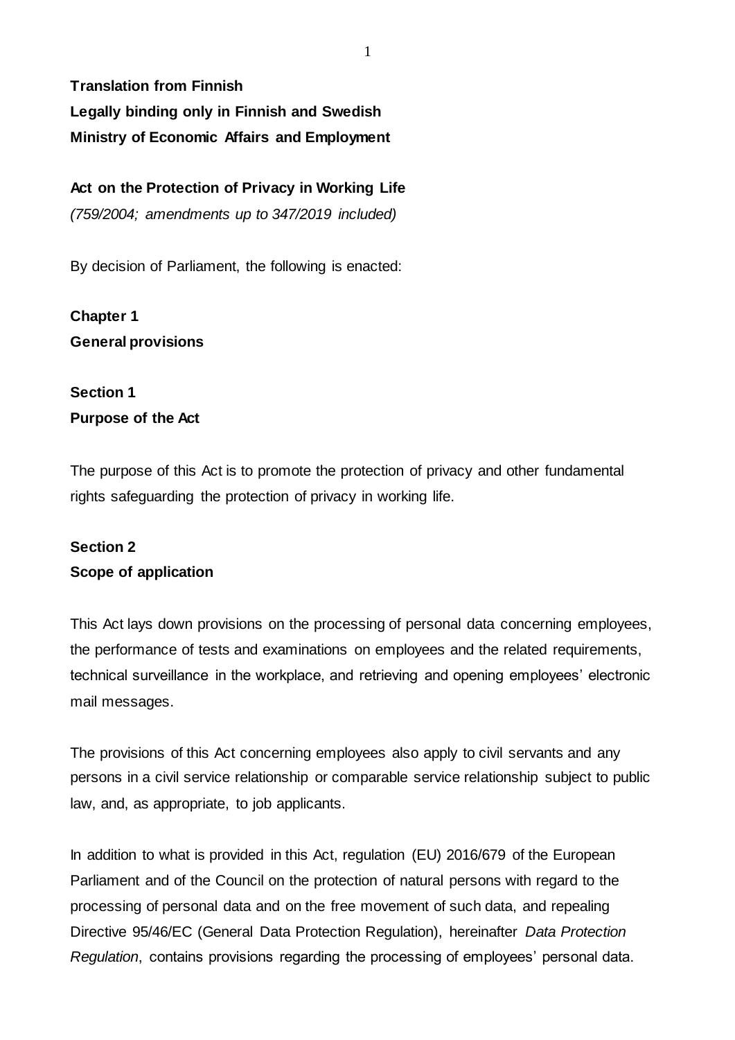**Translation from Finnish**
**Legally binding only in Finnish and Swedish**
**Ministry of Economic Affairs and Employment**

# Act on the Protection of Privacy in Working Life

*(759/2004; amendments up to 347/2019 included)*

By decision of Parliament, the following is enacted:

## Chapter 1
## General provisions

### Section 1
### Purpose of the Act

The purpose of this Act is to promote the protection of privacy and other fundamental rights safeguarding the protection of privacy in working life.

### Section 2
### Scope of application

This Act lays down provisions on the processing of personal data concerning employees, the performance of tests and examinations on employees and the related requirements, technical surveillance in the workplace, and retrieving and opening employees' electronic mail messages.

The provisions of this Act concerning employees also apply to civil servants and any persons in a civil service relationship or comparable service relationship subject to public law, and, as appropriate, to job applicants.

In addition to what is provided in this Act, regulation (EU) 2016/679 of the European Parliament and of the Council on the protection of natural persons with regard to the processing of personal data and on the free movement of such data, and repealing Directive 95/46/EC (General Data Protection Regulation), hereinafter *Data Protection Regulation*, contains provisions regarding the processing of employees' personal data.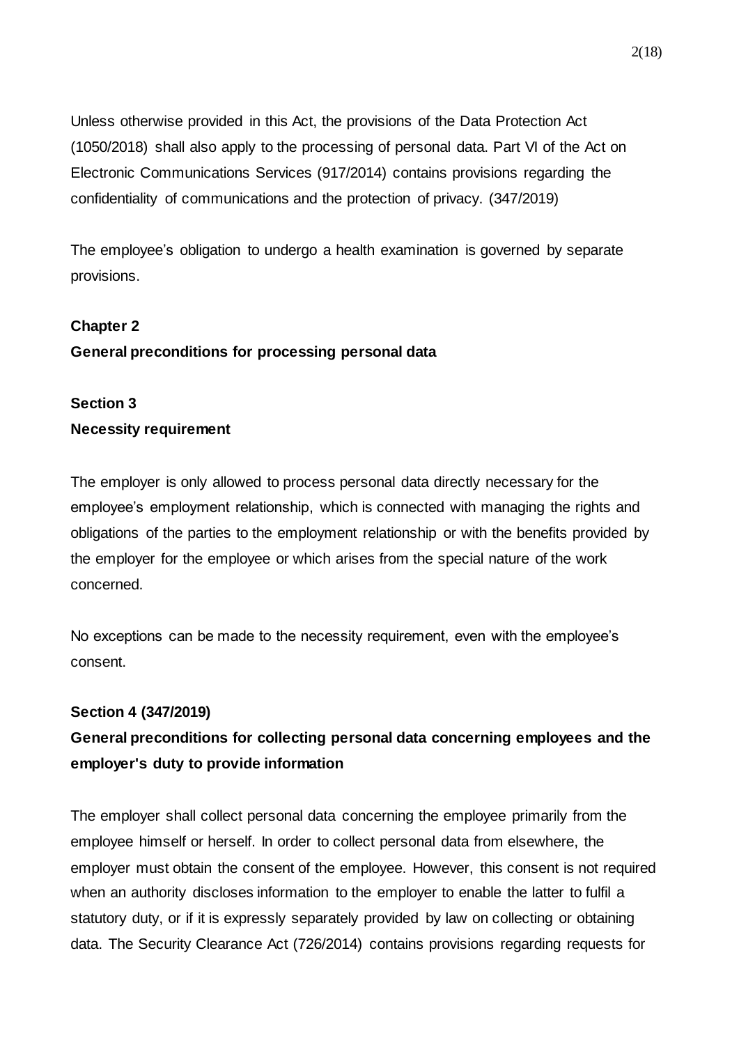Unless otherwise provided in this Act, the provisions of the Data Protection Act (1050/2018) shall also apply to the processing of personal data. Part VI of the Act on Electronic Communications Services (917/2014) contains provisions regarding the confidentiality of communications and the protection of privacy. (347/2019)

The employee's obligation to undergo a health examination is governed by separate provisions.

## Chapter 2
## General preconditions for processing personal data

### Section 3
### Necessity requirement

The employer is only allowed to process personal data directly necessary for the employee's employment relationship, which is connected with managing the rights and obligations of the parties to the employment relationship or with the benefits provided by the employer for the employee or which arises from the special nature of the work concerned.

No exceptions can be made to the necessity requirement, even with the employee's consent.

### Section 4 (347/2019)
### General preconditions for collecting personal data concerning employees and the employer's duty to provide information

The employer shall collect personal data concerning the employee primarily from the employee himself or herself. In order to collect personal data from elsewhere, the employer must obtain the consent of the employee. However, this consent is not required when an authority discloses information to the employer to enable the latter to fulfil a statutory duty, or if it is expressly separately provided by law on collecting or obtaining data. The Security Clearance Act (726/2014) contains provisions regarding requests for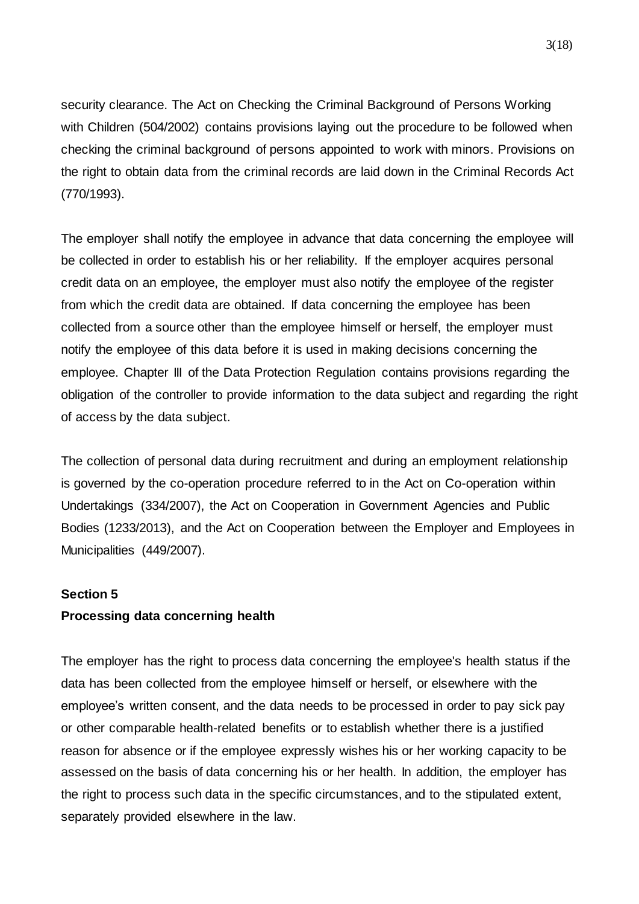security clearance. The Act on Checking the Criminal Background of Persons Working with Children (504/2002) contains provisions laying out the procedure to be followed when checking the criminal background of persons appointed to work with minors. Provisions on the right to obtain data from the criminal records are laid down in the Criminal Records Act (770/1993).

The employer shall notify the employee in advance that data concerning the employee will be collected in order to establish his or her reliability. If the employer acquires personal credit data on an employee, the employer must also notify the employee of the register from which the credit data are obtained. If data concerning the employee has been collected from a source other than the employee himself or herself, the employer must notify the employee of this data before it is used in making decisions concerning the employee. Chapter III of the Data Protection Regulation contains provisions regarding the obligation of the controller to provide information to the data subject and regarding the right of access by the data subject.

The collection of personal data during recruitment and during an employment relationship is governed by the co-operation procedure referred to in the Act on Co-operation within Undertakings (334/2007), the Act on Cooperation in Government Agencies and Public Bodies (1233/2013), and the Act on Cooperation between the Employer and Employees in Municipalities (449/2007).

**Section 5**
**Processing data concerning health**

The employer has the right to process data concerning the employee's health status if the data has been collected from the employee himself or herself, or elsewhere with the employee's written consent, and the data needs to be processed in order to pay sick pay or other comparable health-related benefits or to establish whether there is a justified reason for absence or if the employee expressly wishes his or her working capacity to be assessed on the basis of data concerning his or her health. In addition, the employer has the right to process such data in the specific circumstances, and to the stipulated extent, separately provided elsewhere in the law.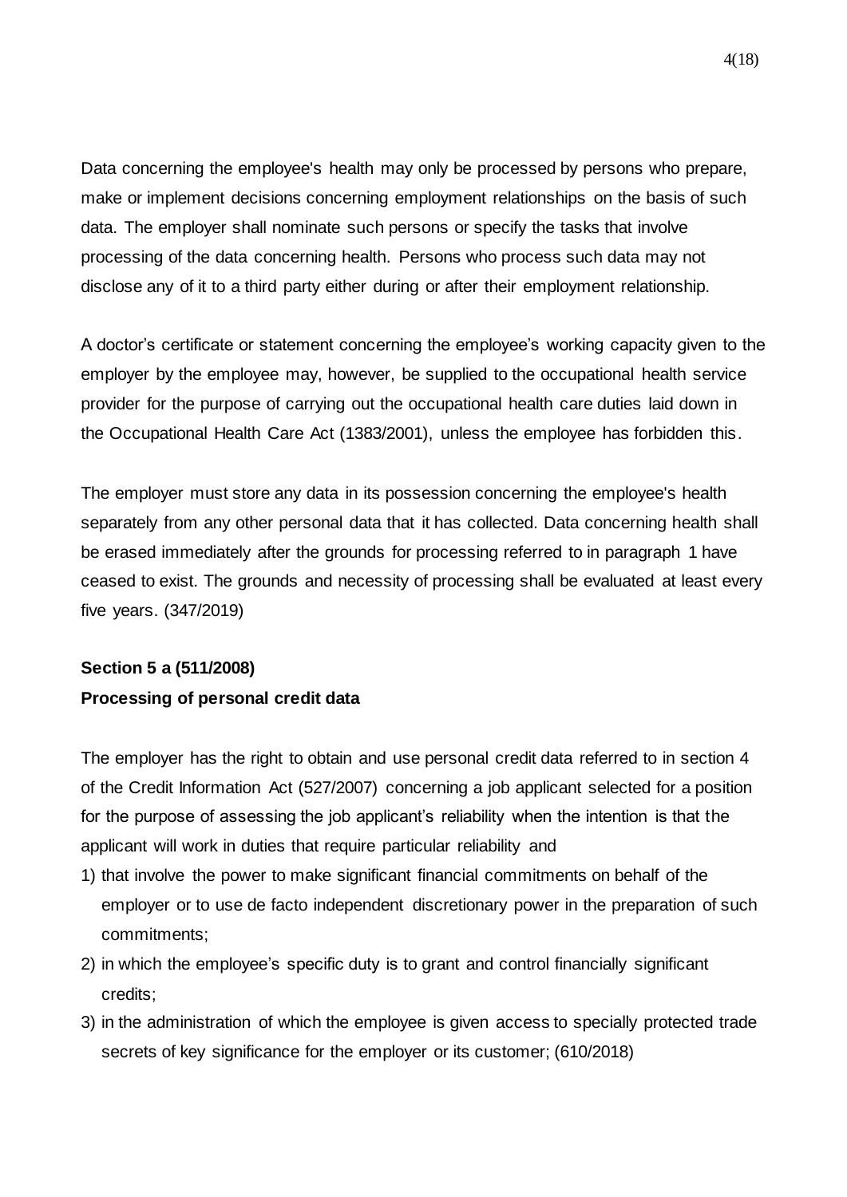Data concerning the employee's health may only be processed by persons who prepare, make or implement decisions concerning employment relationships on the basis of such data. The employer shall nominate such persons or specify the tasks that involve processing of the data concerning health. Persons who process such data may not disclose any of it to a third party either during or after their employment relationship.

A doctor’s certificate or statement concerning the employee’s working capacity given to the employer by the employee may, however, be supplied to the occupational health service provider for the purpose of carrying out the occupational health care duties laid down in the Occupational Health Care Act (1383/2001), unless the employee has forbidden this.

The employer must store any data in its possession concerning the employee's health separately from any other personal data that it has collected. Data concerning health shall be erased immediately after the grounds for processing referred to in paragraph 1 have ceased to exist. The grounds and necessity of processing shall be evaluated at least every five years. (347/2019)

**Section 5 a (511/2008)**
**Processing of personal credit data**

The employer has the right to obtain and use personal credit data referred to in section 4 of the Credit Information Act (527/2007) concerning a job applicant selected for a position for the purpose of assessing the job applicant’s reliability when the intention is that the applicant will work in duties that require particular reliability and

1) that involve the power to make significant financial commitments on behalf of the employer or to use de facto independent discretionary power in the preparation of such commitments;
2) in which the employee’s specific duty is to grant and control financially significant credits;
3) in the administration of which the employee is given access to specially protected trade secrets of key significance for the employer or its customer; (610/2018)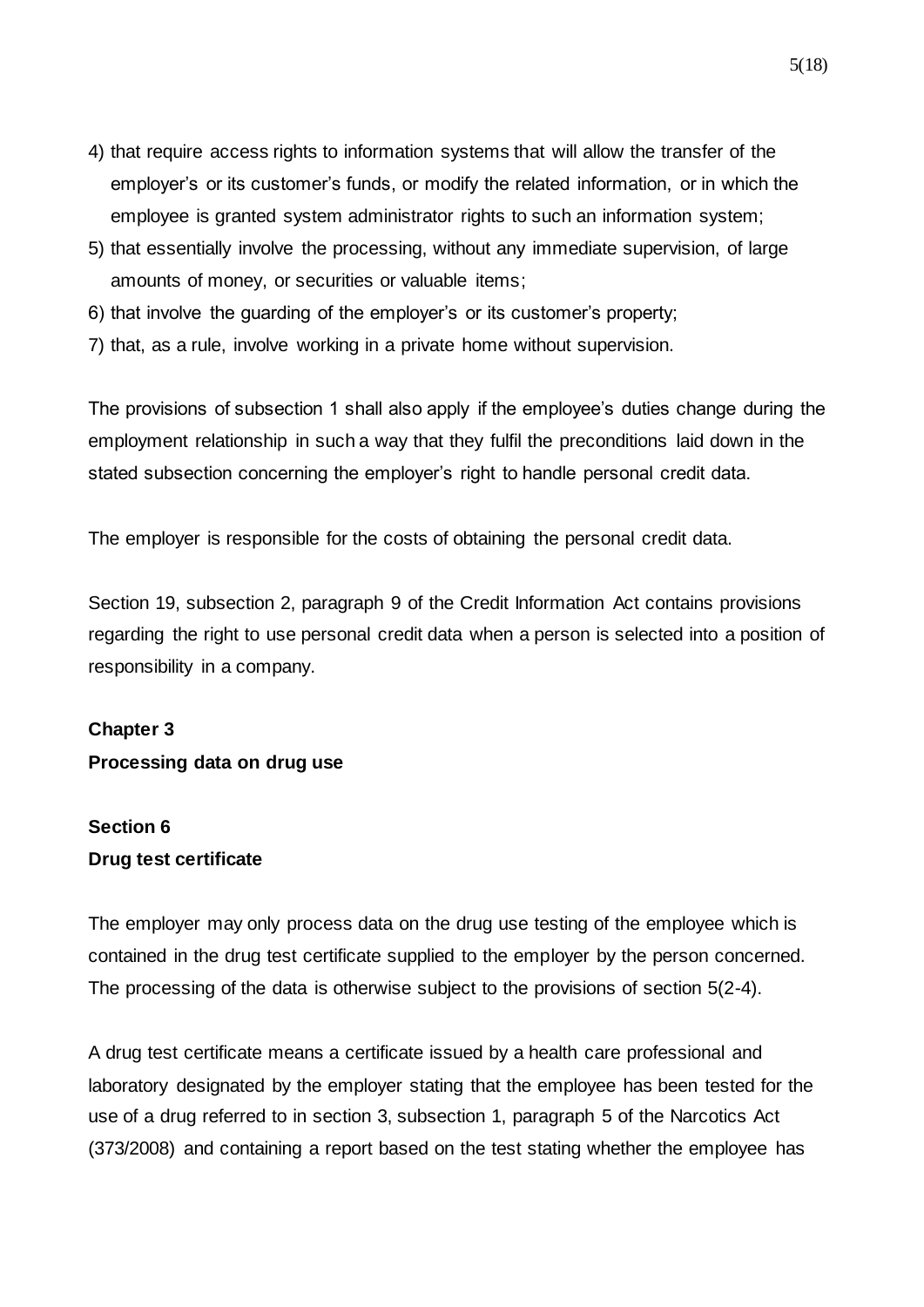4) that require access rights to information systems that will allow the transfer of the employer's or its customer's funds, or modify the related information, or in which the employee is granted system administrator rights to such an information system;
5) that essentially involve the processing, without any immediate supervision, of large amounts of money, or securities or valuable items;
6) that involve the guarding of the employer's or its customer's property;
7) that, as a rule, involve working in a private home without supervision.

The provisions of subsection 1 shall also apply if the employee's duties change during the employment relationship in such a way that they fulfil the preconditions laid down in the stated subsection concerning the employer's right to handle personal credit data.

The employer is responsible for the costs of obtaining the personal credit data.

Section 19, subsection 2, paragraph 9 of the Credit Information Act contains provisions regarding the right to use personal credit data when a person is selected into a position of responsibility in a company.

## Chapter 3
## Processing data on drug use

### Section 6
### Drug test certificate

The employer may only process data on the drug use testing of the employee which is contained in the drug test certificate supplied to the employer by the person concerned. The processing of the data is otherwise subject to the provisions of section 5(2-4).

A drug test certificate means a certificate issued by a health care professional and laboratory designated by the employer stating that the employee has been tested for the use of a drug referred to in section 3, subsection 1, paragraph 5 of the Narcotics Act (373/2008) and containing a report based on the test stating whether the employee has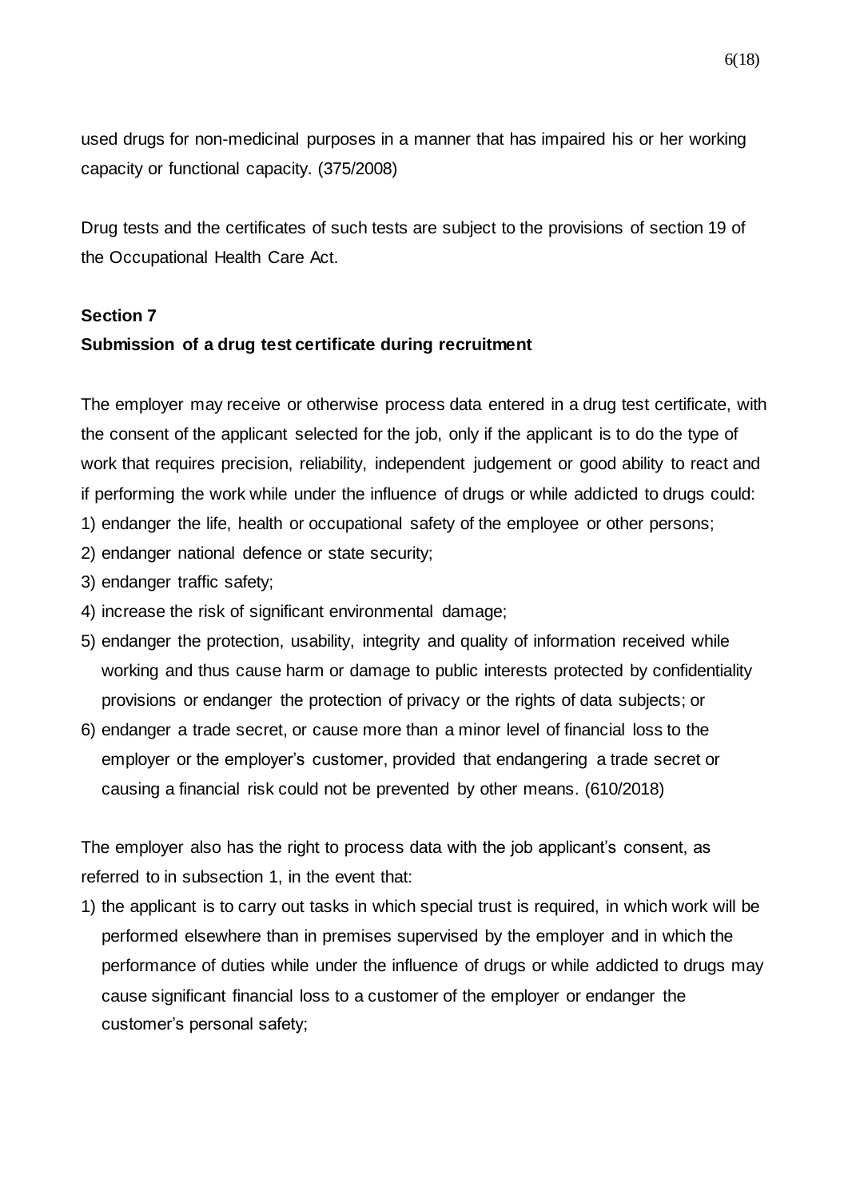used drugs for non-medicinal purposes in a manner that has impaired his or her working capacity or functional capacity. (375/2008)

Drug tests and the certificates of such tests are subject to the provisions of section 19 of the Occupational Health Care Act.

**Section 7**

**Submission of a drug test certificate during recruitment**

The employer may receive or otherwise process data entered in a drug test certificate, with the consent of the applicant selected for the job, only if the applicant is to do the type of work that requires precision, reliability, independent judgement or good ability to react and if performing the work while under the influence of drugs or while addicted to drugs could:

1) endanger the life, health or occupational safety of the employee or other persons;
2) endanger national defence or state security;
3) endanger traffic safety;
4) increase the risk of significant environmental damage;
5) endanger the protection, usability, integrity and quality of information received while working and thus cause harm or damage to public interests protected by confidentiality provisions or endanger the protection of privacy or the rights of data subjects; or
6) endanger a trade secret, or cause more than a minor level of financial loss to the employer or the employer's customer, provided that endangering a trade secret or causing a financial risk could not be prevented by other means. (610/2018)

The employer also has the right to process data with the job applicant's consent, as referred to in subsection 1, in the event that:

1) the applicant is to carry out tasks in which special trust is required, in which work will be performed elsewhere than in premises supervised by the employer and in which the performance of duties while under the influence of drugs or while addicted to drugs may cause significant financial loss to a customer of the employer or endanger the customer's personal safety;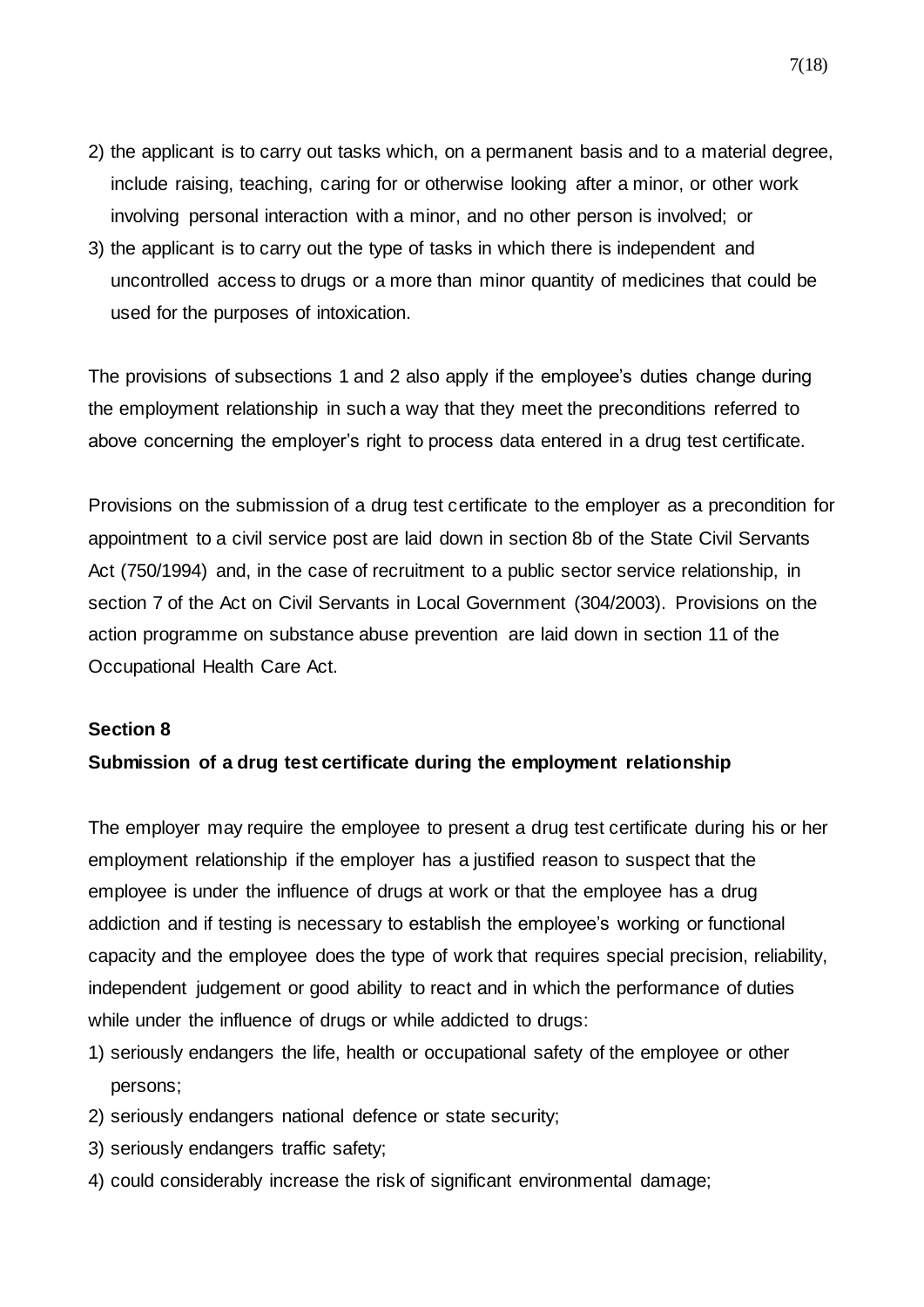2) the applicant is to carry out tasks which, on a permanent basis and to a material degree, include raising, teaching, caring for or otherwise looking after a minor, or other work involving personal interaction with a minor, and no other person is involved; or
3) the applicant is to carry out the type of tasks in which there is independent and uncontrolled access to drugs or a more than minor quantity of medicines that could be used for the purposes of intoxication.

The provisions of subsections 1 and 2 also apply if the employee's duties change during the employment relationship in such a way that they meet the preconditions referred to above concerning the employer's right to process data entered in a drug test certificate.

Provisions on the submission of a drug test certificate to the employer as a precondition for appointment to a civil service post are laid down in section 8b of the State Civil Servants Act (750/1994) and, in the case of recruitment to a public sector service relationship, in section 7 of the Act on Civil Servants in Local Government (304/2003). Provisions on the action programme on substance abuse prevention are laid down in section 11 of the Occupational Health Care Act.

**Section 8**

**Submission of a drug test certificate during the employment relationship**

The employer may require the employee to present a drug test certificate during his or her employment relationship if the employer has a justified reason to suspect that the employee is under the influence of drugs at work or that the employee has a drug addiction and if testing is necessary to establish the employee's working or functional capacity and the employee does the type of work that requires special precision, reliability, independent judgement or good ability to react and in which the performance of duties while under the influence of drugs or while addicted to drugs:

1) seriously endangers the life, health or occupational safety of the employee or other persons;
2) seriously endangers national defence or state security;
3) seriously endangers traffic safety;
4) could considerably increase the risk of significant environmental damage;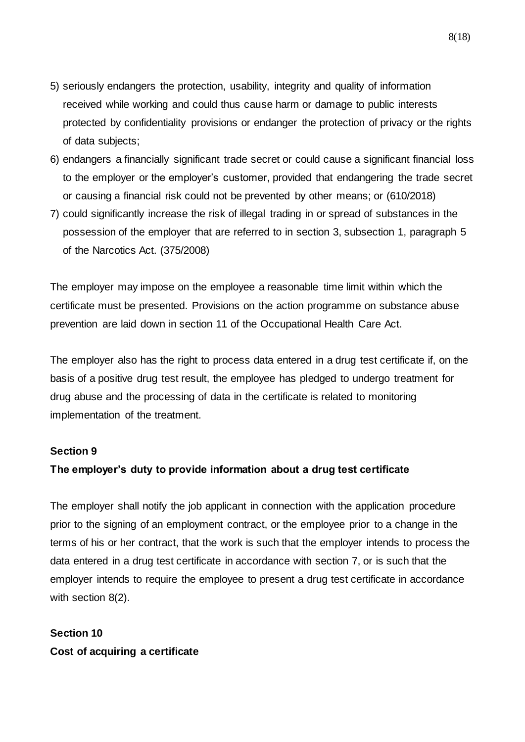5) seriously endangers the protection, usability, integrity and quality of information received while working and could thus cause harm or damage to public interests protected by confidentiality provisions or endanger the protection of privacy or the rights of data subjects;
6) endangers a financially significant trade secret or could cause a significant financial loss to the employer or the employer's customer, provided that endangering the trade secret or causing a financial risk could not be prevented by other means; or (610/2018)
7) could significantly increase the risk of illegal trading in or spread of substances in the possession of the employer that are referred to in section 3, subsection 1, paragraph 5 of the Narcotics Act. (375/2008)

The employer may impose on the employee a reasonable time limit within which the certificate must be presented. Provisions on the action programme on substance abuse prevention are laid down in section 11 of the Occupational Health Care Act.

The employer also has the right to process data entered in a drug test certificate if, on the basis of a positive drug test result, the employee has pledged to undergo treatment for drug abuse and the processing of data in the certificate is related to monitoring implementation of the treatment.

**Section 9**

**The employer's duty to provide information about a drug test certificate**

The employer shall notify the job applicant in connection with the application procedure prior to the signing of an employment contract, or the employee prior to a change in the terms of his or her contract, that the work is such that the employer intends to process the data entered in a drug test certificate in accordance with section 7, or is such that the employer intends to require the employee to present a drug test certificate in accordance with section 8(2).

**Section 10**

**Cost of acquiring a certificate**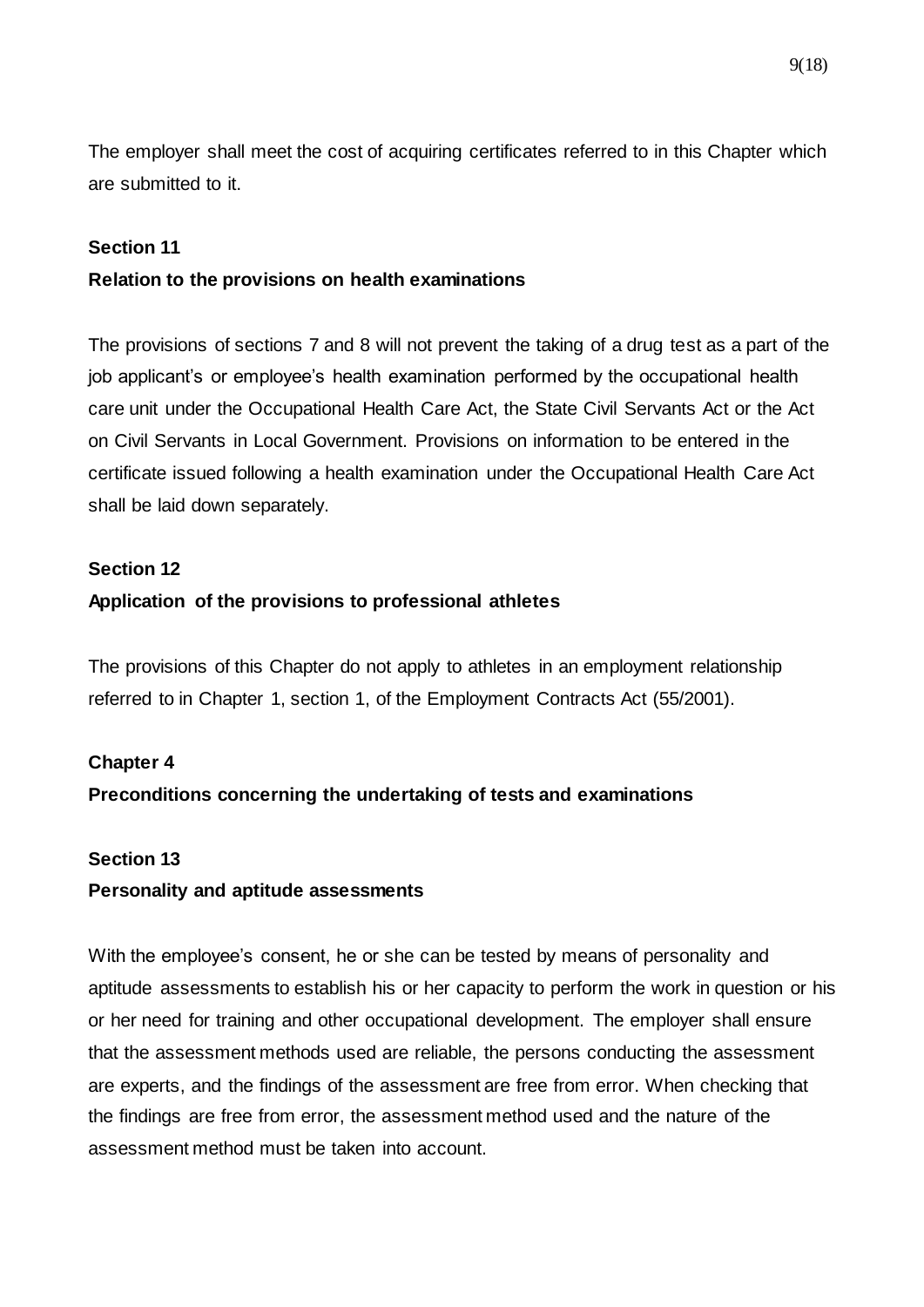The employer shall meet the cost of acquiring certificates referred to in this Chapter which are submitted to it.

### Section 11

### Relation to the provisions on health examinations

The provisions of sections 7 and 8 will not prevent the taking of a drug test as a part of the job applicant's or employee's health examination performed by the occupational health care unit under the Occupational Health Care Act, the State Civil Servants Act or the Act on Civil Servants in Local Government. Provisions on information to be entered in the certificate issued following a health examination under the Occupational Health Care Act shall be laid down separately.

### Section 12

### Application of the provisions to professional athletes

The provisions of this Chapter do not apply to athletes in an employment relationship referred to in Chapter 1, section 1, of the Employment Contracts Act (55/2001).

## Chapter 4

## Preconditions concerning the undertaking of tests and examinations

### Section 13

### Personality and aptitude assessments

With the employee's consent, he or she can be tested by means of personality and aptitude assessments to establish his or her capacity to perform the work in question or his or her need for training and other occupational development. The employer shall ensure that the assessment methods used are reliable, the persons conducting the assessment are experts, and the findings of the assessment are free from error. When checking that the findings are free from error, the assessment method used and the nature of the assessment method must be taken into account.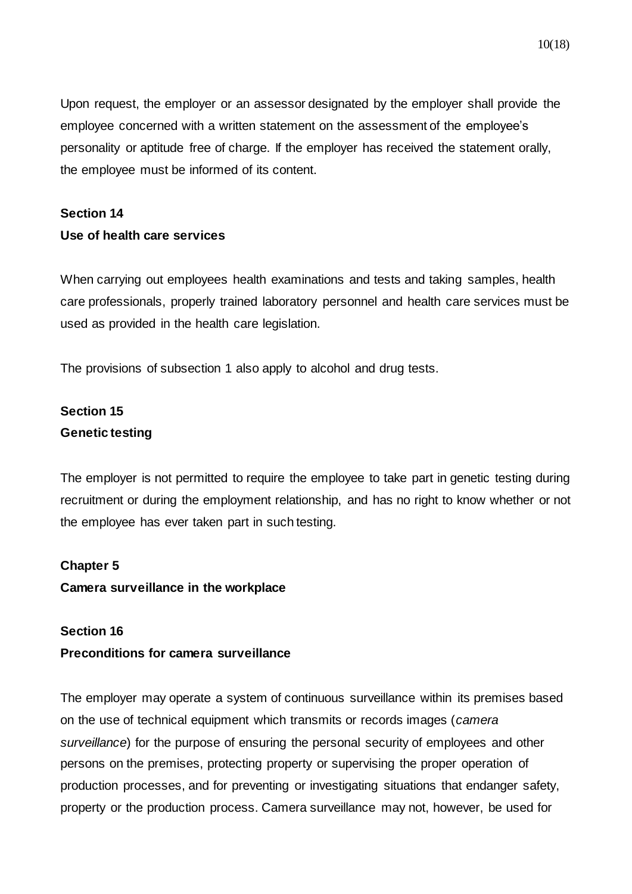Upon request, the employer or an assessor designated by the employer shall provide the employee concerned with a written statement on the assessment of the employee's personality or aptitude free of charge. If the employer has received the statement orally, the employee must be informed of its content.

**Section 14**
**Use of health care services**

When carrying out employees health examinations and tests and taking samples, health care professionals, properly trained laboratory personnel and health care services must be used as provided in the health care legislation.

The provisions of subsection 1 also apply to alcohol and drug tests.

**Section 15**
**Genetic testing**

The employer is not permitted to require the employee to take part in genetic testing during recruitment or during the employment relationship, and has no right to know whether or not the employee has ever taken part in such testing.

## Chapter 5
## Camera surveillance in the workplace

**Section 16**
**Preconditions for camera surveillance**

The employer may operate a system of continuous surveillance within its premises based on the use of technical equipment which transmits or records images (*camera surveillance*) for the purpose of ensuring the personal security of employees and other persons on the premises, protecting property or supervising the proper operation of production processes, and for preventing or investigating situations that endanger safety, property or the production process. Camera surveillance may not, however, be used for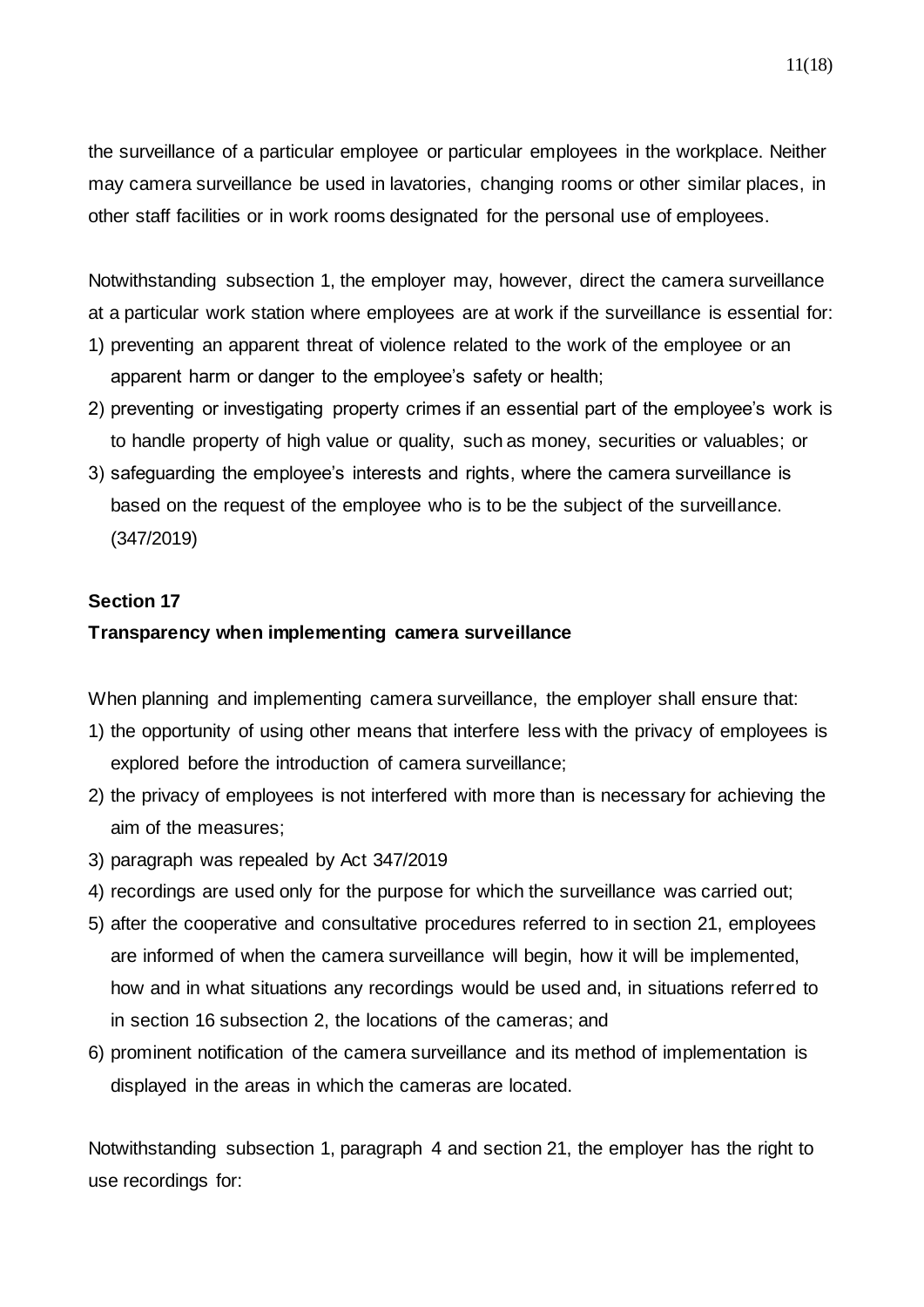the surveillance of a particular employee or particular employees in the workplace. Neither may camera surveillance be used in lavatories, changing rooms or other similar places, in other staff facilities or in work rooms designated for the personal use of employees.

Notwithstanding subsection 1, the employer may, however, direct the camera surveillance at a particular work station where employees are at work if the surveillance is essential for:

1) preventing an apparent threat of violence related to the work of the employee or an apparent harm or danger to the employee's safety or health;
2) preventing or investigating property crimes if an essential part of the employee's work is to handle property of high value or quality, such as money, securities or valuables; or
3) safeguarding the employee's interests and rights, where the camera surveillance is based on the request of the employee who is to be the subject of the surveillance. (347/2019)

**Section 17**

**Transparency when implementing camera surveillance**

When planning and implementing camera surveillance, the employer shall ensure that:

1) the opportunity of using other means that interfere less with the privacy of employees is explored before the introduction of camera surveillance;
2) the privacy of employees is not interfered with more than is necessary for achieving the aim of the measures;
3) paragraph was repealed by Act 347/2019
4) recordings are used only for the purpose for which the surveillance was carried out;
5) after the cooperative and consultative procedures referred to in section 21, employees are informed of when the camera surveillance will begin, how it will be implemented, how and in what situations any recordings would be used and, in situations referred to in section 16 subsection 2, the locations of the cameras; and
6) prominent notification of the camera surveillance and its method of implementation is displayed in the areas in which the cameras are located.

Notwithstanding subsection 1, paragraph 4 and section 21, the employer has the right to use recordings for: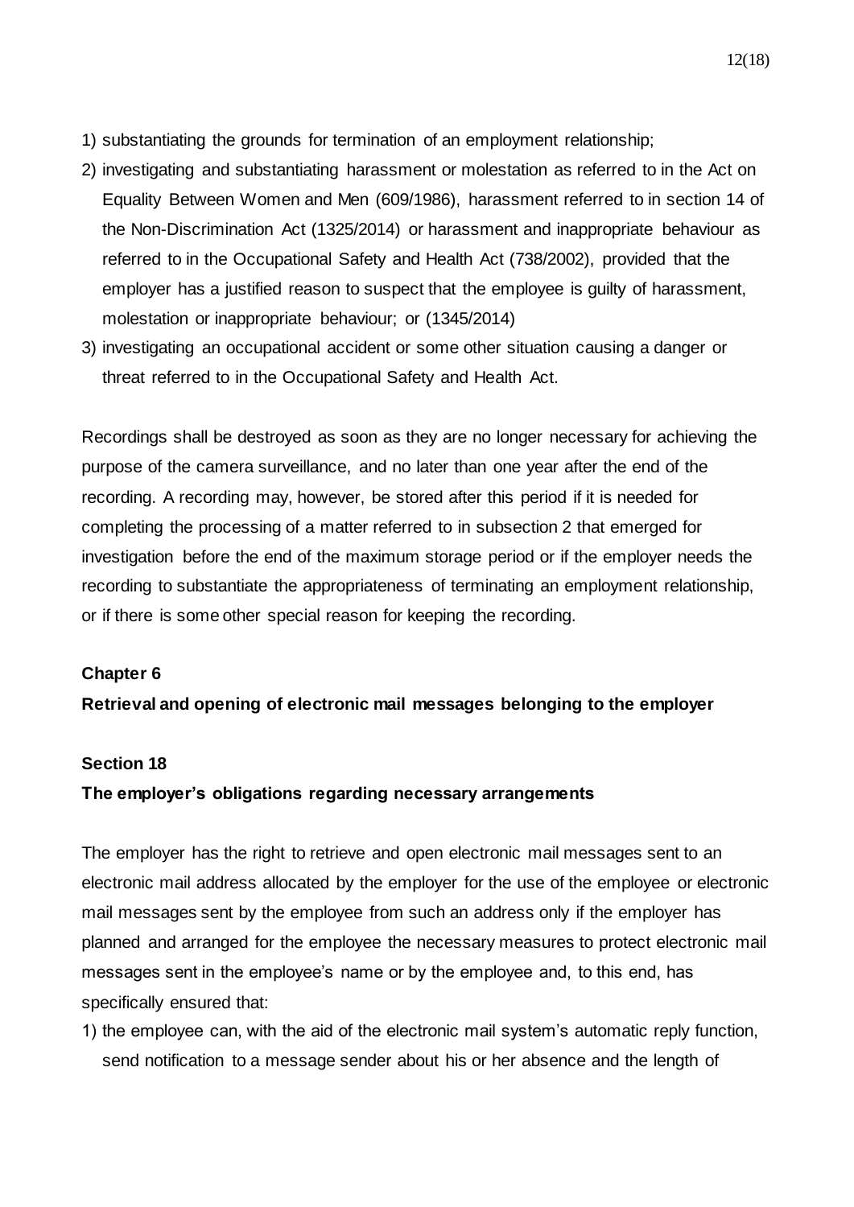1) substantiating the grounds for termination of an employment relationship;
2) investigating and substantiating harassment or molestation as referred to in the Act on Equality Between Women and Men (609/1986), harassment referred to in section 14 of the Non-Discrimination Act (1325/2014) or harassment and inappropriate behaviour as referred to in the Occupational Safety and Health Act (738/2002), provided that the employer has a justified reason to suspect that the employee is guilty of harassment, molestation or inappropriate behaviour; or (1345/2014)
3) investigating an occupational accident or some other situation causing a danger or threat referred to in the Occupational Safety and Health Act.

Recordings shall be destroyed as soon as they are no longer necessary for achieving the purpose of the camera surveillance, and no later than one year after the end of the recording. A recording may, however, be stored after this period if it is needed for completing the processing of a matter referred to in subsection 2 that emerged for investigation before the end of the maximum storage period or if the employer needs the recording to substantiate the appropriateness of terminating an employment relationship, or if there is some other special reason for keeping the recording.

## Chapter 6

## Retrieval and opening of electronic mail messages belonging to the employer

### Section 18

### The employer's obligations regarding necessary arrangements

The employer has the right to retrieve and open electronic mail messages sent to an electronic mail address allocated by the employer for the use of the employee or electronic mail messages sent by the employee from such an address only if the employer has planned and arranged for the employee the necessary measures to protect electronic mail messages sent in the employee's name or by the employee and, to this end, has specifically ensured that:

1) the employee can, with the aid of the electronic mail system's automatic reply function, send notification to a message sender about his or her absence and the length of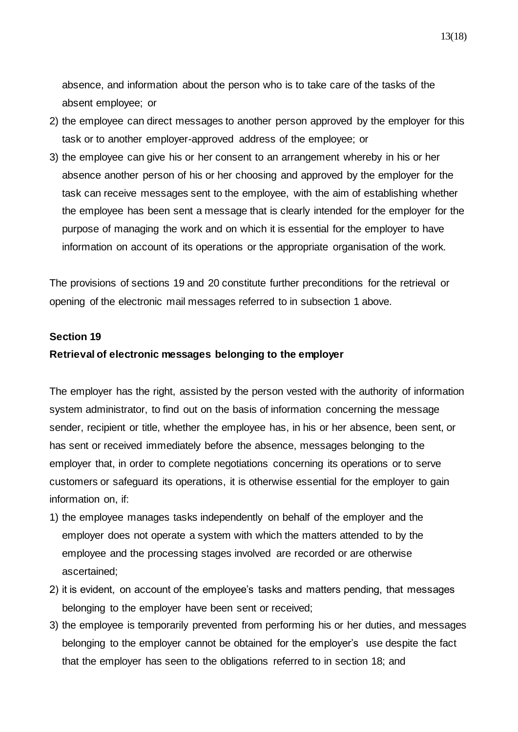absence, and information about the person who is to take care of the tasks of the absent employee; or

2) the employee can direct messages to another person approved by the employer for this task or to another employer-approved address of the employee; or
3) the employee can give his or her consent to an arrangement whereby in his or her absence another person of his or her choosing and approved by the employer for the task can receive messages sent to the employee, with the aim of establishing whether the employee has been sent a message that is clearly intended for the employer for the purpose of managing the work and on which it is essential for the employer to have information on account of its operations or the appropriate organisation of the work.

The provisions of sections 19 and 20 constitute further preconditions for the retrieval or opening of the electronic mail messages referred to in subsection 1 above.

**Section 19**
**Retrieval of electronic messages belonging to the employer**

The employer has the right, assisted by the person vested with the authority of information system administrator, to find out on the basis of information concerning the message sender, recipient or title, whether the employee has, in his or her absence, been sent, or has sent or received immediately before the absence, messages belonging to the employer that, in order to complete negotiations concerning its operations or to serve customers or safeguard its operations, it is otherwise essential for the employer to gain information on, if:

1) the employee manages tasks independently on behalf of the employer and the employer does not operate a system with which the matters attended to by the employee and the processing stages involved are recorded or are otherwise ascertained;
2) it is evident, on account of the employee's tasks and matters pending, that messages belonging to the employer have been sent or received;
3) the employee is temporarily prevented from performing his or her duties, and messages belonging to the employer cannot be obtained for the employer's use despite the fact that the employer has seen to the obligations referred to in section 18; and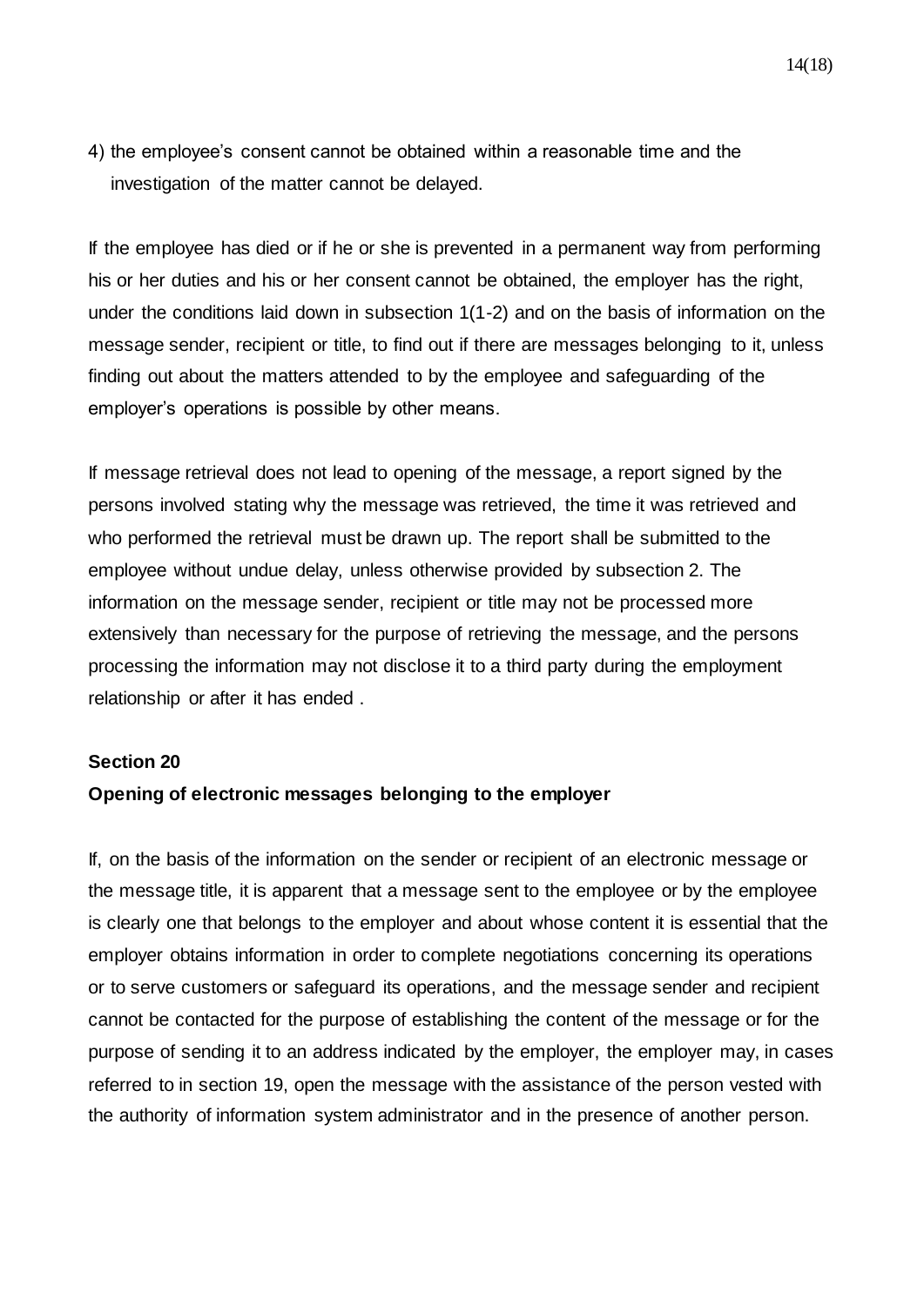4) the employee's consent cannot be obtained within a reasonable time and the investigation of the matter cannot be delayed.

If the employee has died or if he or she is prevented in a permanent way from performing his or her duties and his or her consent cannot be obtained, the employer has the right, under the conditions laid down in subsection 1(1-2) and on the basis of information on the message sender, recipient or title, to find out if there are messages belonging to it, unless finding out about the matters attended to by the employee and safeguarding of the employer's operations is possible by other means.

If message retrieval does not lead to opening of the message, a report signed by the persons involved stating why the message was retrieved, the time it was retrieved and who performed the retrieval must be drawn up. The report shall be submitted to the employee without undue delay, unless otherwise provided by subsection 2. The information on the message sender, recipient or title may not be processed more extensively than necessary for the purpose of retrieving the message, and the persons processing the information may not disclose it to a third party during the employment relationship or after it has ended .

**Section 20**

**Opening of electronic messages belonging to the employer**

If, on the basis of the information on the sender or recipient of an electronic message or the message title, it is apparent that a message sent to the employee or by the employee is clearly one that belongs to the employer and about whose content it is essential that the employer obtains information in order to complete negotiations concerning its operations or to serve customers or safeguard its operations, and the message sender and recipient cannot be contacted for the purpose of establishing the content of the message or for the purpose of sending it to an address indicated by the employer, the employer may, in cases referred to in section 19, open the message with the assistance of the person vested with the authority of information system administrator and in the presence of another person.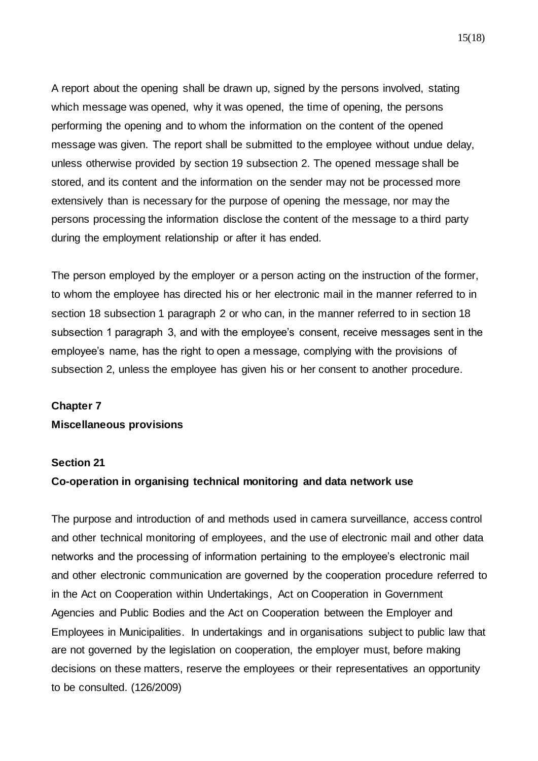A report about the opening shall be drawn up, signed by the persons involved, stating which message was opened, why it was opened, the time of opening, the persons performing the opening and to whom the information on the content of the opened message was given. The report shall be submitted to the employee without undue delay, unless otherwise provided by section 19 subsection 2. The opened message shall be stored, and its content and the information on the sender may not be processed more extensively than is necessary for the purpose of opening the message, nor may the persons processing the information disclose the content of the message to a third party during the employment relationship or after it has ended.

The person employed by the employer or a person acting on the instruction of the former, to whom the employee has directed his or her electronic mail in the manner referred to in section 18 subsection 1 paragraph 2 or who can, in the manner referred to in section 18 subsection 1 paragraph 3, and with the employee's consent, receive messages sent in the employee's name, has the right to open a message, complying with the provisions of subsection 2, unless the employee has given his or her consent to another procedure.

## Chapter 7

## Miscellaneous provisions

### Section 21

### Co-operation in organising technical monitoring and data network use

The purpose and introduction of and methods used in camera surveillance, access control and other technical monitoring of employees, and the use of electronic mail and other data networks and the processing of information pertaining to the employee's electronic mail and other electronic communication are governed by the cooperation procedure referred to in the Act on Cooperation within Undertakings, Act on Cooperation in Government Agencies and Public Bodies and the Act on Cooperation between the Employer and Employees in Municipalities. In undertakings and in organisations subject to public law that are not governed by the legislation on cooperation, the employer must, before making decisions on these matters, reserve the employees or their representatives an opportunity to be consulted. (126/2009)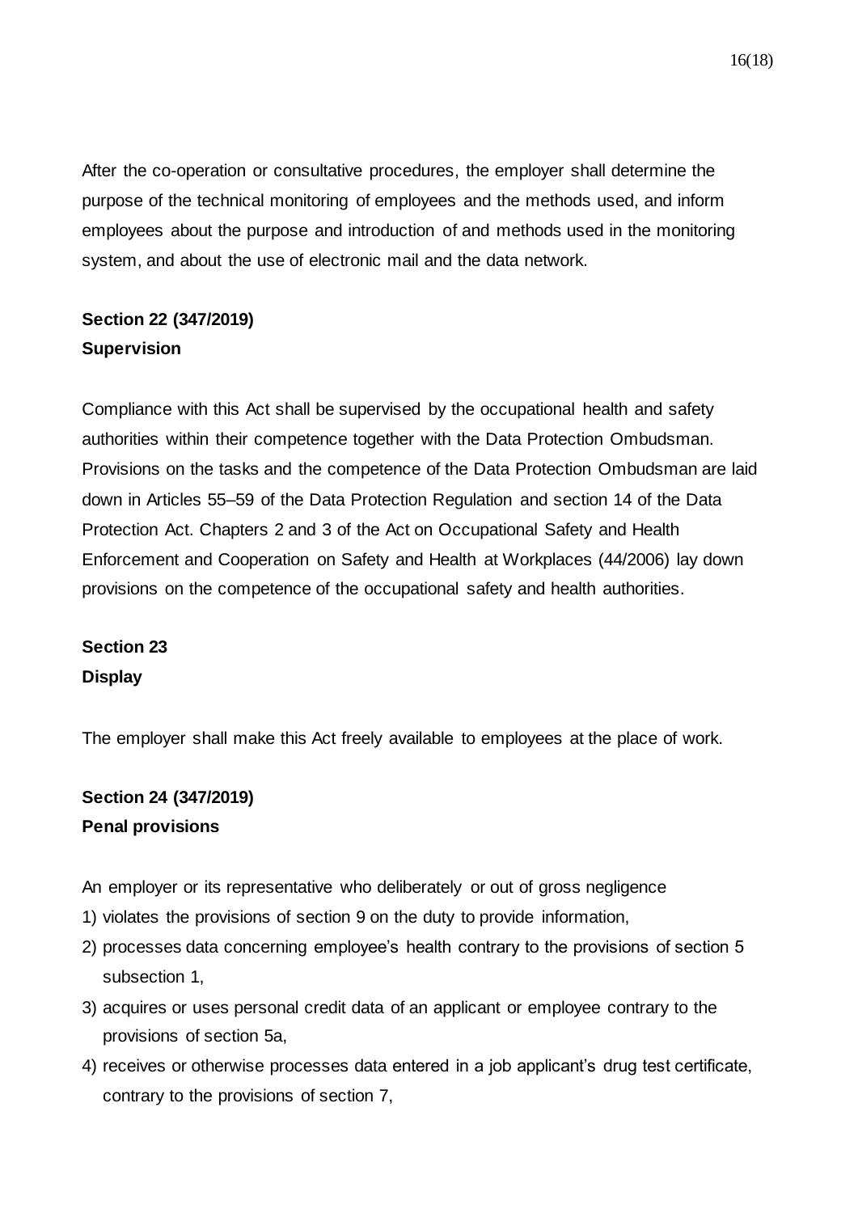After the co-operation or consultative procedures, the employer shall determine the purpose of the technical monitoring of employees and the methods used, and inform employees about the purpose and introduction of and methods used in the monitoring system, and about the use of electronic mail and the data network.

**Section 22 (347/2019)**
**Supervision**

Compliance with this Act shall be supervised by the occupational health and safety authorities within their competence together with the Data Protection Ombudsman. Provisions on the tasks and the competence of the Data Protection Ombudsman are laid down in Articles 55–59 of the Data Protection Regulation and section 14 of the Data Protection Act. Chapters 2 and 3 of the Act on Occupational Safety and Health Enforcement and Cooperation on Safety and Health at Workplaces (44/2006) lay down provisions on the competence of the occupational safety and health authorities.

**Section 23**
**Display**

The employer shall make this Act freely available to employees at the place of work.

**Section 24 (347/2019)**
**Penal provisions**

An employer or its representative who deliberately or out of gross negligence

1) violates the provisions of section 9 on the duty to provide information,
2) processes data concerning employee's health contrary to the provisions of section 5 subsection 1,
3) acquires or uses personal credit data of an applicant or employee contrary to the provisions of section 5a,
4) receives or otherwise processes data entered in a job applicant's drug test certificate, contrary to the provisions of section 7,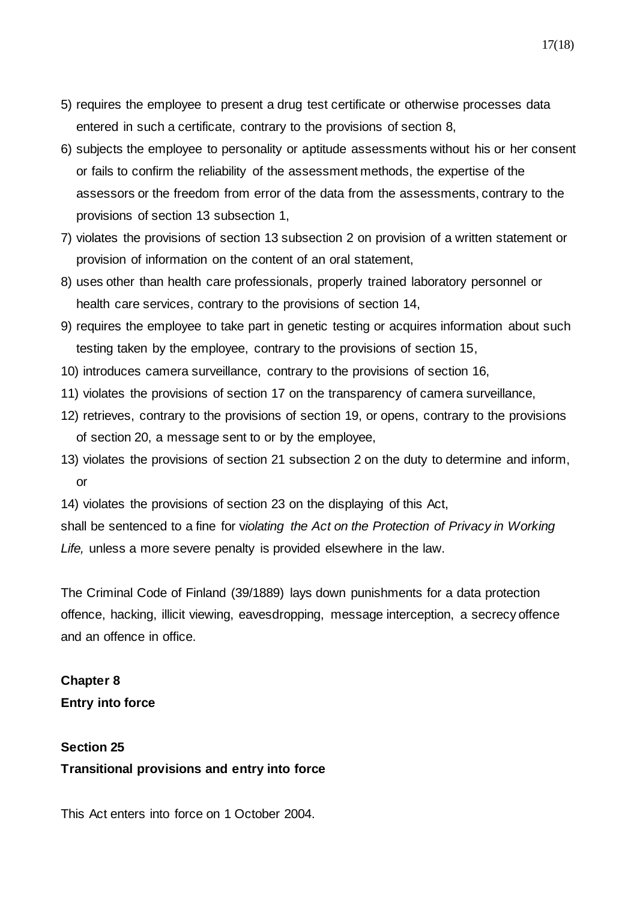5) requires the employee to present a drug test certificate or otherwise processes data entered in such a certificate, contrary to the provisions of section 8,
6) subjects the employee to personality or aptitude assessments without his or her consent or fails to confirm the reliability of the assessment methods, the expertise of the assessors or the freedom from error of the data from the assessments, contrary to the provisions of section 13 subsection 1,
7) violates the provisions of section 13 subsection 2 on provision of a written statement or provision of information on the content of an oral statement,
8) uses other than health care professionals, properly trained laboratory personnel or health care services, contrary to the provisions of section 14,
9) requires the employee to take part in genetic testing or acquires information about such testing taken by the employee, contrary to the provisions of section 15,
10) introduces camera surveillance, contrary to the provisions of section 16,
11) violates the provisions of section 17 on the transparency of camera surveillance,
12) retrieves, contrary to the provisions of section 19, or opens, contrary to the provisions of section 20, a message sent to or by the employee,
13) violates the provisions of section 21 subsection 2 on the duty to determine and inform, or
14) violates the provisions of section 23 on the displaying of this Act,

shall be sentenced to a fine for v*iolating the Act on the Protection of Privacy in Working Life,* unless a more severe penalty is provided elsewhere in the law.

The Criminal Code of Finland (39/1889) lays down punishments for a data protection offence, hacking, illicit viewing, eavesdropping, message interception, a secrecy offence and an offence in office.

**Chapter 8**
**Entry into force**

**Section 25**
**Transitional provisions and entry into force**

This Act enters into force on 1 October 2004.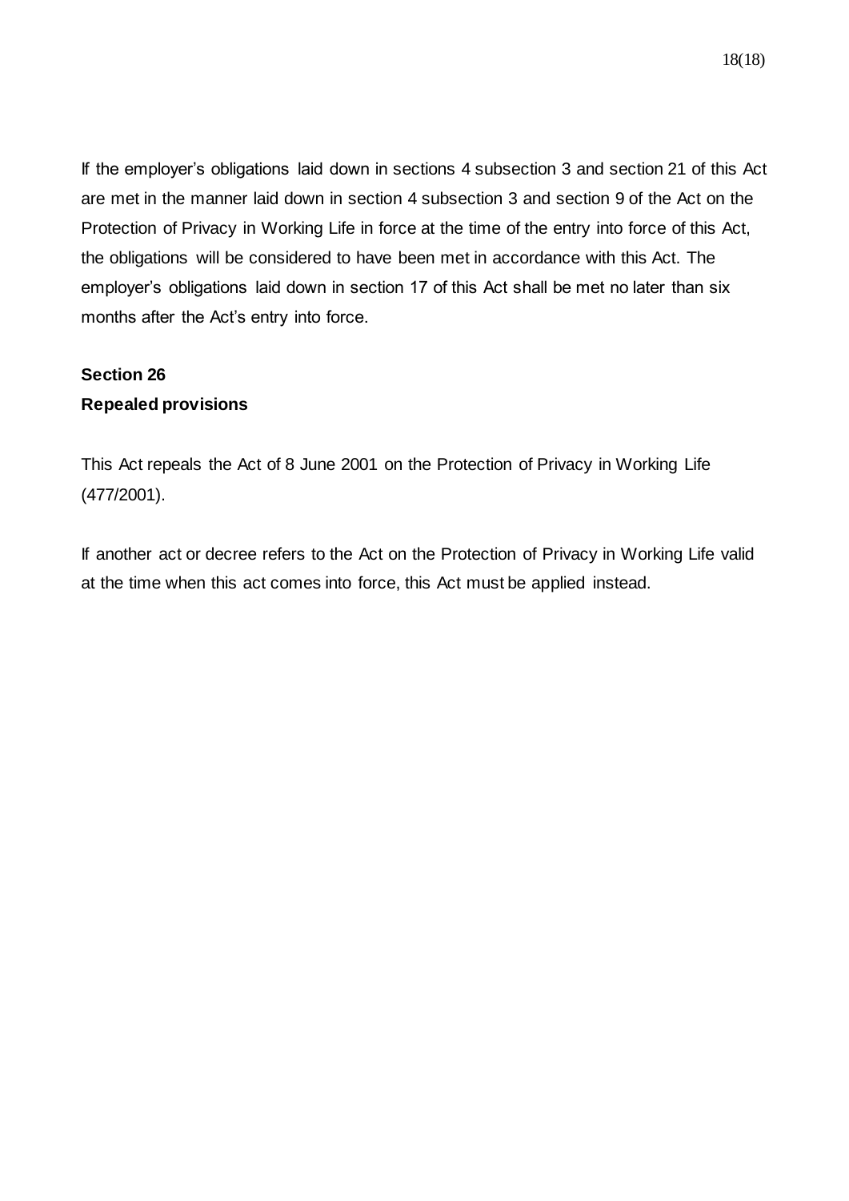If the employer's obligations laid down in sections 4 subsection 3 and section 21 of this Act are met in the manner laid down in section 4 subsection 3 and section 9 of the Act on the Protection of Privacy in Working Life in force at the time of the entry into force of this Act, the obligations will be considered to have been met in accordance with this Act. The employer's obligations laid down in section 17 of this Act shall be met no later than six months after the Act's entry into force.

**Section 26**
**Repealed provisions**

This Act repeals the Act of 8 June 2001 on the Protection of Privacy in Working Life (477/2001).

If another act or decree refers to the Act on the Protection of Privacy in Working Life valid at the time when this act comes into force, this Act must be applied instead.